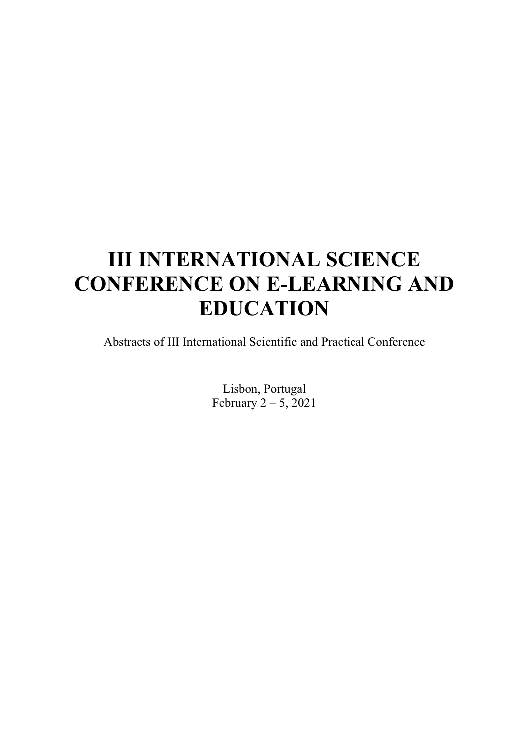# III INTERNATIONAL SCIENCE CONFERENCE ON E-LEARNING AND EDUCATION

Abstracts of III International Scientific and Practical Conference

Lisbon, Portugal
February 2 – 5, 2021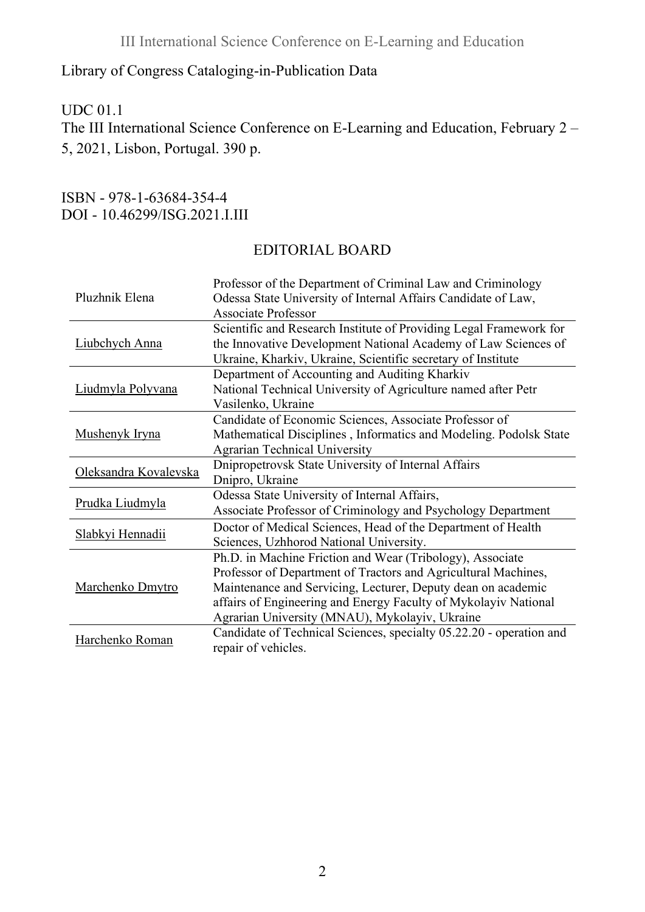Library of Congress Cataloging-in-Publication Data

UDC 01.1
The III International Science Conference on E-Learning and Education, February 2 – 5, 2021, Lisbon, Portugal. 390 p.

ISBN - 978-1-63684-354-4
DOI - 10.46299/ISG.2021.I.III

## EDITORIAL BOARD

| | |
|---|---|
| Pluzhnik Elena | Professor of the Department of Criminal Law and Criminology Odessa State University of Internal Affairs Candidate of Law, Associate Professor |
| Liubchych Anna | Scientific and Research Institute of Providing Legal Framework for the Innovative Development National Academy of Law Sciences of Ukraine, Kharkiv, Ukraine, Scientific secretary of Institute |
| Liudmyla Polyvana | Department of Accounting and Auditing Kharkiv National Technical University of Agriculture named after Petr Vasilenko, Ukraine |
| Mushenyk Iryna | Candidate of Economic Sciences, Associate Professor of Mathematical Disciplines , Informatics and Modeling. Podolsk State Agrarian Technical University |
| Oleksandra Kovalevska | Dnipropetrovsk State University of Internal Affairs Dnipro, Ukraine |
| Prudka Liudmyla | Odessa State University of Internal Affairs, Associate Professor of Criminology and Psychology Department |
| Slabkyi Hennadii | Doctor of Medical Sciences, Head of the Department of Health Sciences, Uzhhorod National University. |
| Marchenko Dmytro | Ph.D. in Machine Friction and Wear (Tribology), Associate Professor of Department of Tractors and Agricultural Machines, Maintenance and Servicing, Lecturer, Deputy dean on academic affairs of Engineering and Energy Faculty of Mykolayiv National Agrarian University (MNAU), Mykolayiv, Ukraine |
| Harchenko Roman | Candidate of Technical Sciences, specialty 05.22.20 - operation and repair of vehicles. |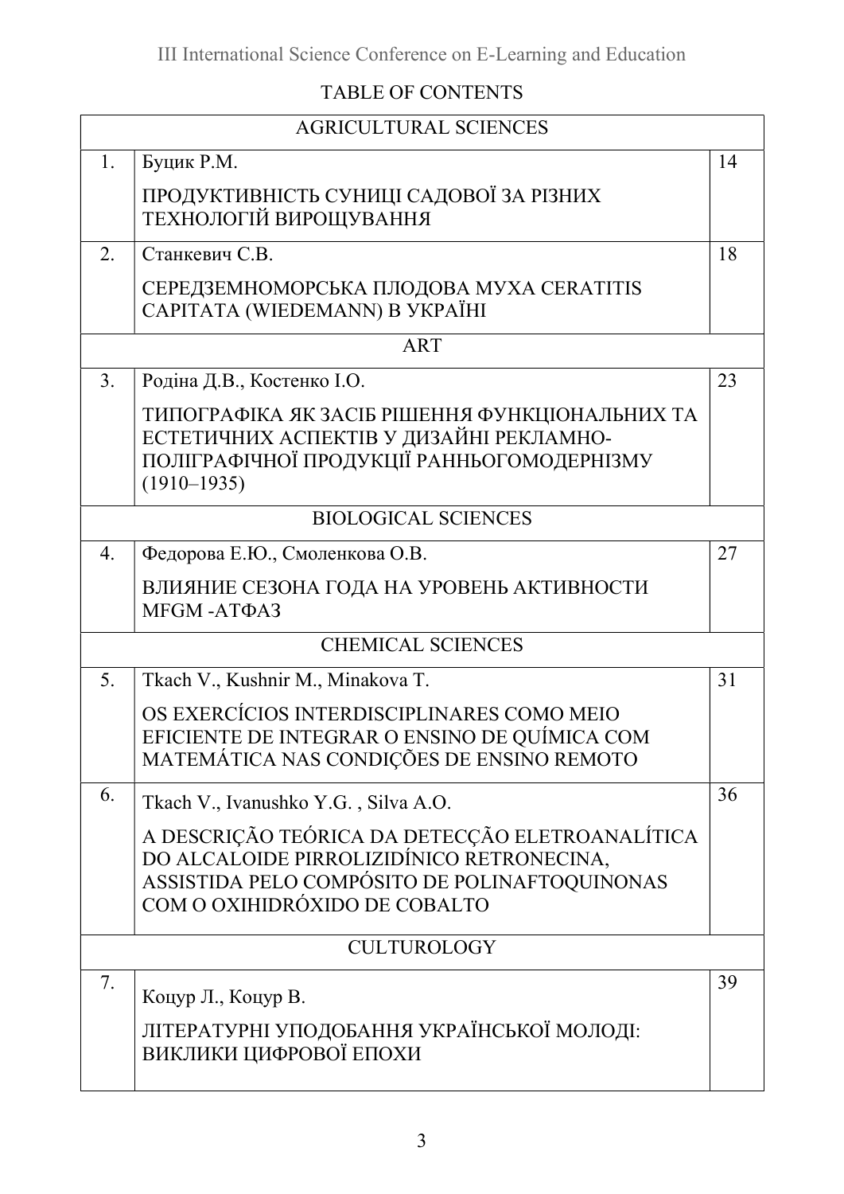## TABLE OF CONTENTS

| AGRICULTURAL SCIENCES | | |
|---|---|---|
| 1. | Буцик Р.М.<br><br>ПРОДУКТИВНІСТЬ СУНИЦІ САДОВОЇ ЗА РІЗНИХ ТЕХНОЛОГІЙ ВИРОЩУВАННЯ | 14 |
| 2. | Станкевич С.В.<br><br>СЕРЕДЗЕМНОМОРСЬКА ПЛОДОВА МУХА CERATITIS CAPITATA (WIEDEMANN) В УКРАЇНІ | 18 |
| ART | | |
| 3. | Родіна Д.В., Костенко І.О.<br><br>ТИПОГРАФІКА ЯК ЗАСІБ РІШЕННЯ ФУНКЦІОНАЛЬНИХ ТА ЕСТЕТИЧНИХ АСПЕКТІВ У ДИЗАЙНІ РЕКЛАМНО-ПОЛІГРАФІЧНОЇ ПРОДУКЦІЇ РАННЬОГОМОДЕРНІЗМУ (1910–1935) | 23 |
| BIOLOGICAL SCIENCES | | |
| 4. | Федорова Е.Ю., Смоленкова О.В.<br><br>ВЛИЯНИЕ СЕЗОНА ГОДА НА УРОВЕНЬ АКТИВНОСТИ MFGM -АТФАЗ | 27 |
| CHEMICAL SCIENCES | | |
| 5. | Tkach V., Kushnir M., Minakova T.<br><br>OS EXERCÍCIOS INTERDISCIPLINARES COMO MEIO EFICIENTE DE INTEGRAR O ENSINO DE QUÍMICA COM MATEMÁTICA NAS CONDIÇÕES DE ENSINO REMOTO | 31 |
| 6. | Tkach V., Ivanushko Y.G. , Silva A.O.<br><br>A DESCRIÇÃO TEÓRICA DA DETECÇÃO ELETROANALÍTICA DO ALCALOIDE PIRROLIZIDÍNICO RETRONECINA, ASSISTIDA PELO COMPÓSITO DE POLINAFTOQUINONAS COM O OXIHIDRÓXIDO DE COBALTO | 36 |
| CULTUROLOGY | | |
| 7. | Коцур Л., Коцур В.<br><br>ЛІТЕРАТУРНІ УПОДОБАННЯ УКРАЇНСЬКОЇ МОЛОДІ: ВИКЛИКИ ЦИФРОВОЇ ЕПОХИ | 39 |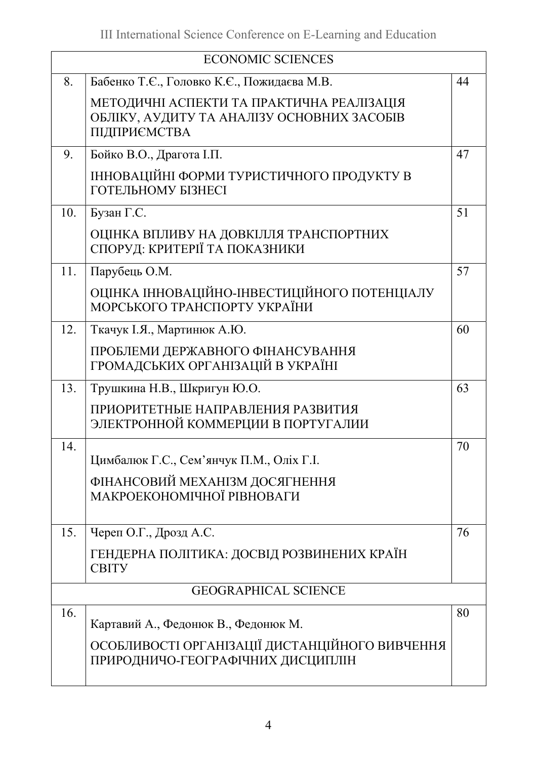| | ECONOMIC SCIENCES | |
|---|---|---|
| 8. | Бабенко Т.Є., Головко К.Є., Пожидаєва М.В.<br>МЕТОДИЧНІ АСПЕКТИ ТА ПРАКТИЧНА РЕАЛІЗАЦІЯ ОБЛІКУ, АУДИТУ ТА АНАЛІЗУ ОСНОВНИХ ЗАСОБІВ ПІДПРИЄМСТВА | 44 |
| 9. | Бойко В.О., Драгота І.П.<br>ІННОВАЦІЙНІ ФОРМИ ТУРИСТИЧНОГО ПРОДУКТУ В ГОТЕЛЬНОМУ БІЗНЕСІ | 47 |
| 10. | Бузан Г.С.<br>ОЦІНКА ВПЛИВУ НА ДОВКІЛЛЯ ТРАНСПОРТНИХ СПОРУД: КРИТЕРІЇ ТА ПОКАЗНИКИ | 51 |
| 11. | Парубець О.М.<br>ОЦІНКА ІННОВАЦІЙНО-ІНВЕСТИЦІЙНОГО ПОТЕНЦІАЛУ МОРСЬКОГО ТРАНСПОРТУ УКРАЇНИ | 57 |
| 12. | Ткачук І.Я., Мартинюк А.Ю.<br>ПРОБЛЕМИ ДЕРЖАВНОГО ФІНАНСУВАННЯ ГРОМАДСЬКИХ ОРГАНІЗАЦІЙ В УКРАЇНІ | 60 |
| 13. | Трушкина Н.В., Шкригун Ю.О.<br>ПРИОРИТЕТНЫЕ НАПРАВЛЕНИЯ РАЗВИТИЯ ЭЛЕКТРОННОЙ КОММЕРЦИИ В ПОРТУГАЛИИ | 63 |
| 14. | Цимбалюк Г.С., Сем'янчук П.М., Оліх Г.І.<br>ФІНАНСОВИЙ МЕХАНІЗМ ДОСЯГНЕННЯ МАКРОЕКОНОМІЧНОЇ РІВНОВАГИ | 70 |
| 15. | Череп О.Г., Дрозд А.С.<br>ГЕНДЕРНА ПОЛІТИКА: ДОСВІД РОЗВИНЕНИХ КРАЇН СВІТУ | 76 |
| | GEOGRAPHICAL SCIENCE | |
| 16. | Картавий А., Федонюк В., Федонюк М.<br>ОСОБЛИВОСТІ ОРГАНІЗАЦІЇ ДИСТАНЦІЙНОГО ВИВЧЕННЯ ПРИРОДНИЧО-ГЕОГРАФІЧНИХ ДИСЦИПЛІН | 80 |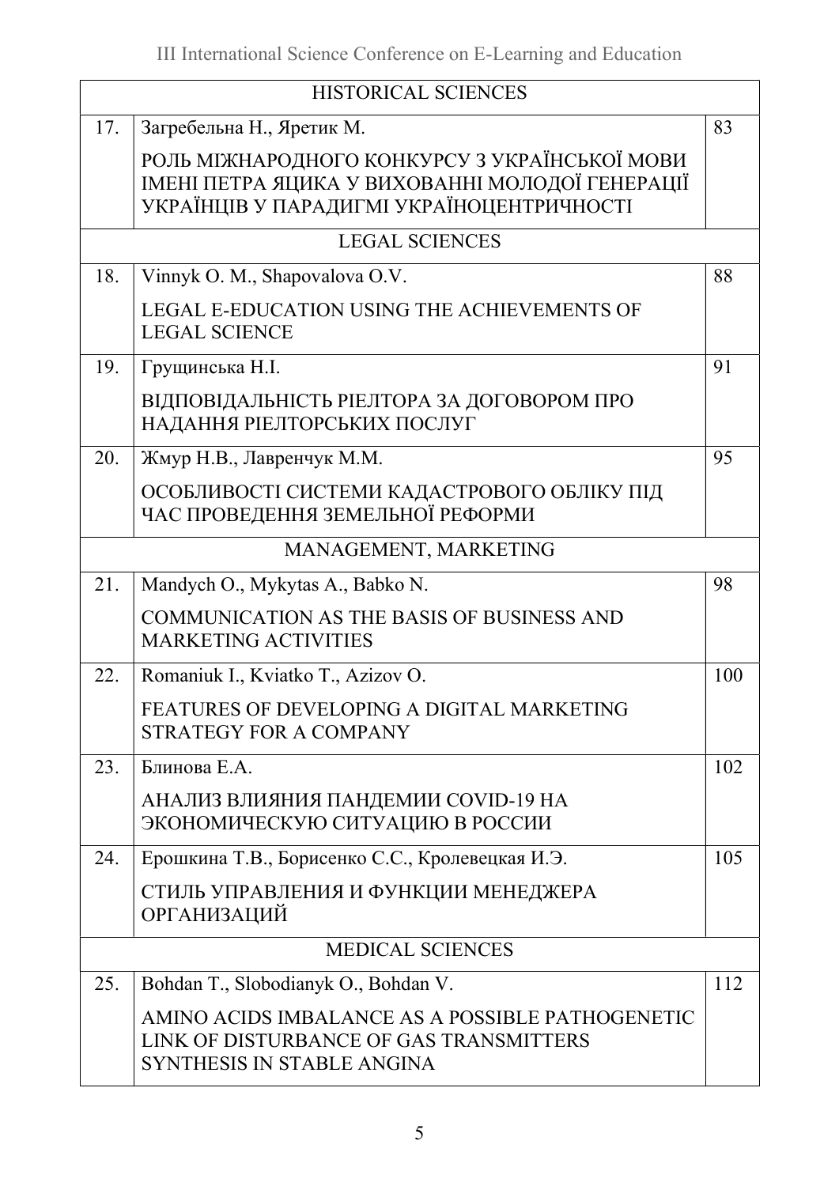| | | |
|---|---|---|
| HISTORICAL SCIENCES | | |
| 17. | Загребельна Н., Яретик М.<br><br>РОЛЬ МІЖНАРОДНОГО КОНКУРСУ З УКРАЇНСЬКОЇ МОВИ ІМЕНІ ПЕТРА ЯЦИКА У ВИХОВАННІ МОЛОДОЇ ГЕНЕРАЦІЇ УКРАЇНЦІВ У ПАРАДИГМІ УКРАЇНОЦЕНТРИЧНОСТІ | 83 |
| LEGAL SCIENCES | | |
| 18. | Vinnyk O. M., Shapovalova O.V.<br><br>LEGAL E-EDUCATION USING THE ACHIEVEMENTS OF LEGAL SCIENCE | 88 |
| 19. | Грущинська Н.І.<br><br>ВІДПОВІДАЛЬНІСТЬ РІЕЛТОРА ЗА ДОГОВОРОМ ПРО НАДАННЯ РІЕЛТОРСЬКИХ ПОСЛУГ | 91 |
| 20. | Жмур Н.В., Лавренчук М.М.<br><br>ОСОБЛИВОСТІ СИСТЕМИ КАДАСТРОВОГО ОБЛІКУ ПІД ЧАС ПРОВЕДЕННЯ ЗЕМЕЛЬНОЇ РЕФОРМИ | 95 |
| MANAGEMENT, MARKETING | | |
| 21. | Mandych O., Mykytas A., Babko N.<br><br>COMMUNICATION AS THE BASIS OF BUSINESS AND MARKETING ACTIVITIES | 98 |
| 22. | Romaniuk I., Kviatko T., Azizov O.<br><br>FEATURES OF DEVELOPING A DIGITAL MARKETING STRATEGY FOR A COMPANY | 100 |
| 23. | Блинова Е.А.<br><br>АНАЛИЗ ВЛИЯНИЯ ПАНДЕМИИ COVID-19 НА ЭКОНОМИЧЕСКУЮ СИТУАЦИЮ В РОССИИ | 102 |
| 24. | Ерошкина Т.В., Борисенко С.С., Кролевецкая И.Э.<br><br>СТИЛЬ УПРАВЛЕНИЯ И ФУНКЦИИ МЕНЕДЖЕРА ОРГАНИЗАЦИЙ | 105 |
| MEDICAL SCIENCES | | |
| 25. | Bohdan T., Slobodianyk O., Bohdan V.<br><br>AMINO ACIDS IMBALANCE AS A POSSIBLE PATHOGENETIC LINK OF DISTURBANCE OF GAS TRANSMITTERS SYNTHESIS IN STABLE ANGINA | 112 |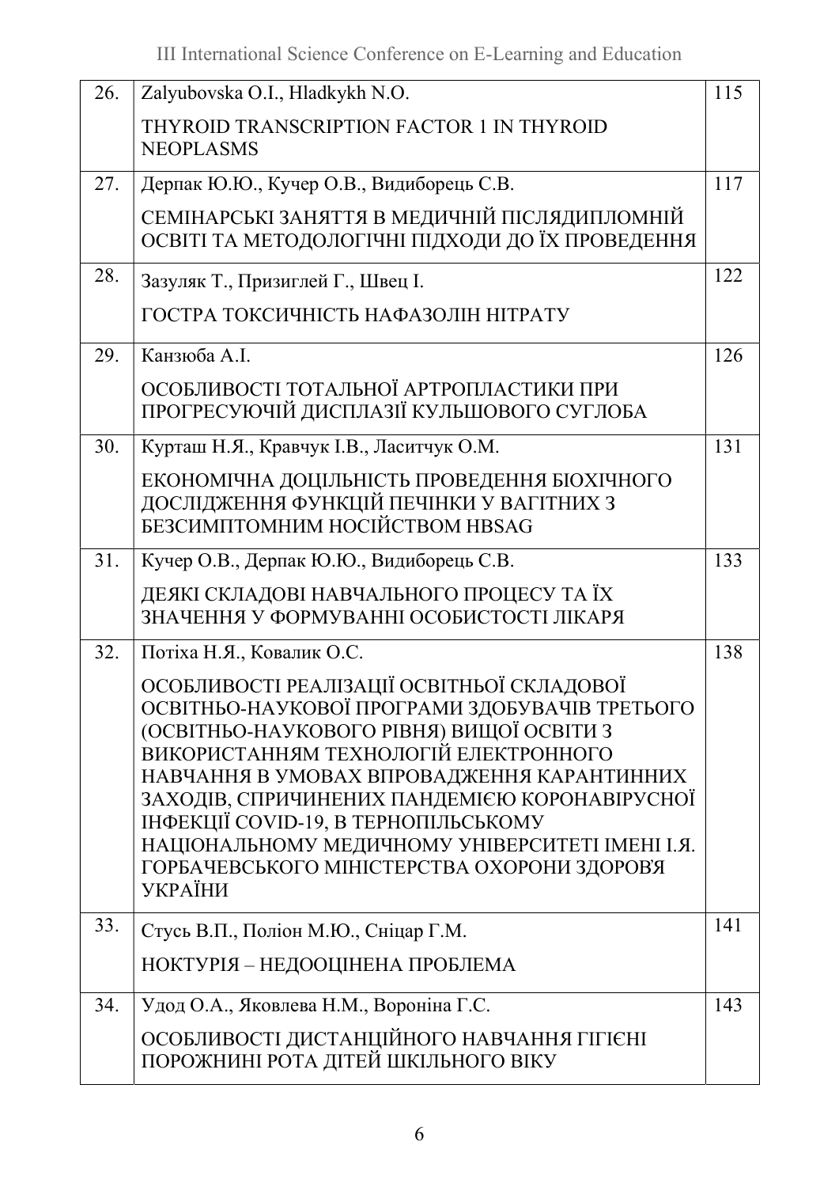| | | |
|---|---|---|
| 26. | Zalyubovska O.I., Hladkykh N.O.<br><br>THYROID TRANSCRIPTION FACTOR 1 IN THYROID NEOPLASMS | 115 |
| 27. | Дерпак Ю.Ю., Кучер О.В., Видиборець С.В.<br><br>СЕМІНАРСЬКІ ЗАНЯТТЯ В МЕДИЧНІЙ ПІСЛЯДИПЛОМНІЙ ОСВІТІ ТА МЕТОДОЛОГІЧНІ ПІДХОДИ ДО ЇХ ПРОВЕДЕННЯ | 117 |
| 28. | Зазуляк Т., Призиглей Г., Швец І.<br><br>ГОСТРА ТОКСИЧНІСТЬ НАФАЗОЛІН НІТРАТУ | 122 |
| 29. | Канзюба А.І.<br><br>ОСОБЛИВОСТІ ТОТАЛЬНОЇ АРТРОПЛАСТИКИ ПРИ ПРОГРЕСУЮЧІЙ ДИСПЛАЗІЇ КУЛЬШОВОГО СУГЛОБА | 126 |
| 30. | Курташ Н.Я., Кравчук І.В., Ласитчук О.М.<br><br>ЕКОНОМІЧНА ДОЦІЛЬНІСТЬ ПРОВЕДЕННЯ БІОХІЧНОГО ДОСЛІДЖЕННЯ ФУНКЦІЙ ПЕЧІНКИ У ВАГІТНИХ З БЕЗСИМПТОМНИМ НОСІЙСТВОМ HBSAG | 131 |
| 31. | Кучер О.В., Дерпак Ю.Ю., Видиборець С.В.<br><br>ДЕЯКІ СКЛАДОВІ НАВЧАЛЬНОГО ПРОЦЕСУ ТА ЇХ ЗНАЧЕННЯ У ФОРМУВАННІ ОСОБИСТОСТІ ЛІКАРЯ | 133 |
| 32. | Потіха Н.Я., Ковалик О.С.<br><br>ОСОБЛИВОСТІ РЕАЛІЗАЦІЇ ОСВІТНЬОЇ СКЛАДОВОЇ ОСВІТНЬО-НАУКОВОЇ ПРОГРАМИ ЗДОБУВАЧІВ ТРЕТЬОГО (ОСВІТНЬО-НАУКОВОГО РІВНЯ) ВИЩОЇ ОСВІТИ З ВИКОРИСТАННЯМ ТЕХНОЛОГІЙ ЕЛЕКТРОННОГО НАВЧАННЯ В УМОВАХ ВПРОВАДЖЕННЯ КАРАНТИННИХ ЗАХОДІВ, СПРИЧИНЕНИХ ПАНДЕМІЄЮ КОРОНАВІРУСНОЇ ІНФЕКЦІЇ COVID-19, В ТЕРНОПІЛЬСЬКОМУ НАЦІОНАЛЬНОМУ МЕДИЧНОМУ УНІВЕРСИТЕТІ ІМЕНІ І.Я. ГОРБАЧЕВСЬКОГО МІНІСТЕРСТВА ОХОРОНИ ЗДОРОВ'Я УКРАЇНИ | 138 |
| 33. | Стусь В.П., Поліон М.Ю., Сніцар Г.М.<br><br>НОКТУРІЯ – НЕДООЦІНЕНА ПРОБЛЕМА | 141 |
| 34. | Удод О.А., Яковлева Н.М., Вороніна Г.С.<br><br>ОСОБЛИВОСТІ ДИСТАНЦІЙНОГО НАВЧАННЯ ГІГІЄНІ ПОРОЖНИНІ РОТА ДІТЕЙ ШКІЛЬНОГО ВІКУ | 143 |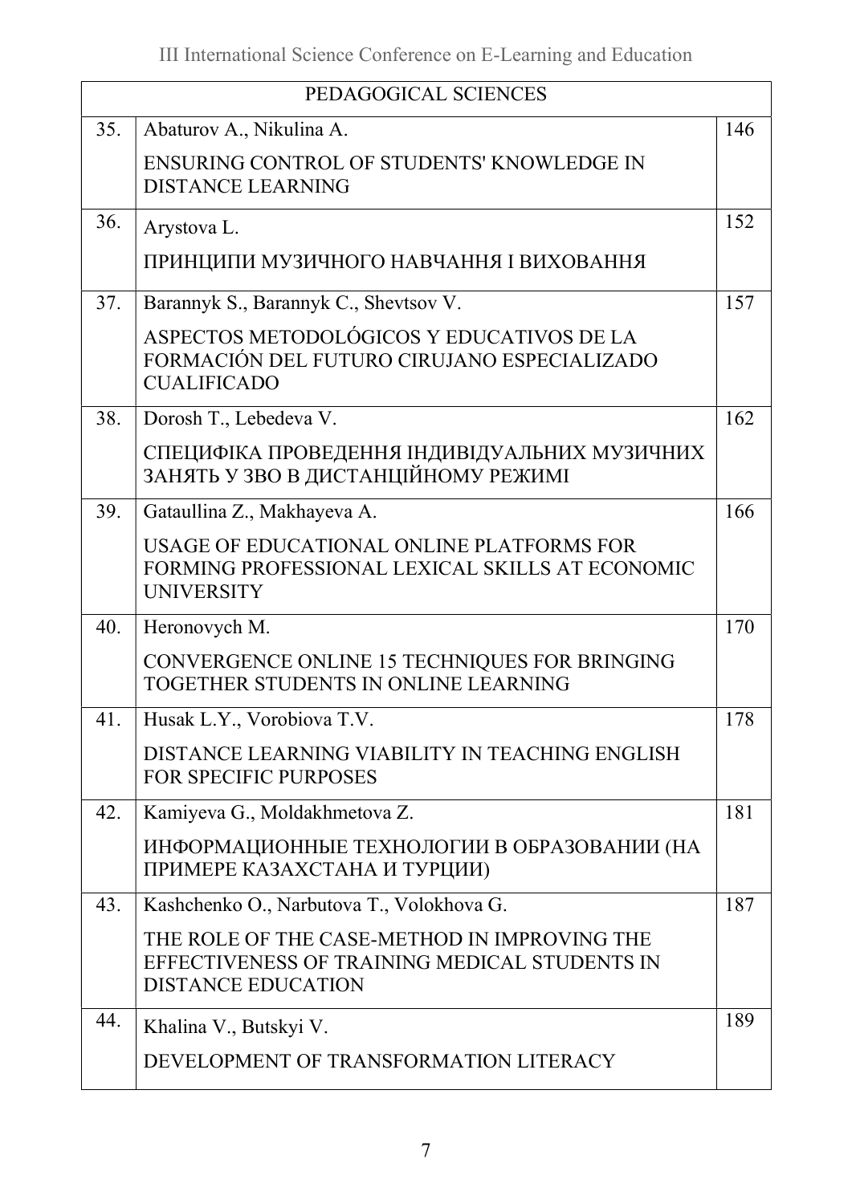| PEDAGOGICAL SCIENCES | | |
|---|---|---|
| 35. | Abaturov A., Nikulina A.<br>ENSURING CONTROL OF STUDENTS' KNOWLEDGE IN DISTANCE LEARNING | 146 |
| 36. | Arystova L.<br>ПРИНЦИПИ МУЗИЧНОГО НАВЧАННЯ І ВИХОВАННЯ | 152 |
| 37. | Barannyk S., Barannyk C., Shevtsov V.<br>ASPECTOS METODOLÓGICOS Y EDUCATIVOS DE LA FORMACIÓN DEL FUTURO CIRUJANO ESPECIALIZADO CUALIFICADO | 157 |
| 38. | Dorosh T., Lebedeva V.<br>СПЕЦИФІКА ПРОВЕДЕННЯ ІНДИВІДУАЛЬНИХ МУЗИЧНИХ ЗАНЯТЬ У ЗВО В ДИСТАНЦІЙНОМУ РЕЖИМІ | 162 |
| 39. | Gataullina Z., Makhayeva A.<br>USAGE OF EDUCATIONAL ONLINE PLATFORMS FOR FORMING PROFESSIONAL LEXICAL SKILLS AT ECONOMIC UNIVERSITY | 166 |
| 40. | Heronovych M.<br>CONVERGENCE ONLINE 15 TECHNIQUES FOR BRINGING TOGETHER STUDENTS IN ONLINE LEARNING | 170 |
| 41. | Husak L.Y., Vorobiova T.V.<br>DISTANCE LEARNING VIABILITY IN TEACHING ENGLISH FOR SPECIFIC PURPOSES | 178 |
| 42. | Kamiyeva G., Moldakhmetova Z.<br>ИНФОРМАЦИОННЫЕ ТЕХНОЛОГИИ В ОБРАЗОВАНИИ (НА ПРИМЕРЕ КАЗАХСТАНА И ТУРЦИИ) | 181 |
| 43. | Kashchenko O., Narbutova T., Volokhova G.<br>THE ROLE OF THE CASE-METHOD IN IMPROVING THE EFFECTIVENESS OF TRAINING MEDICAL STUDENTS IN DISTANCE EDUCATION | 187 |
| 44. | Khalina V., Butskyi V.<br>DEVELOPMENT OF TRANSFORMATION LITERACY | 189 |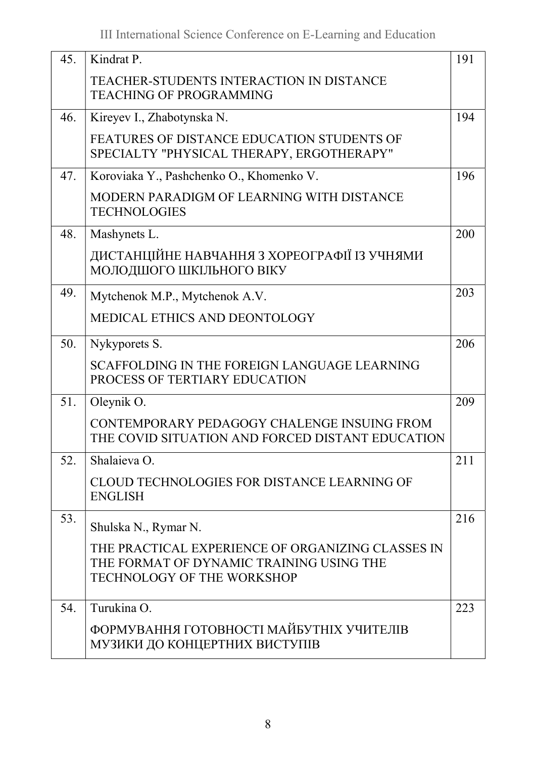| | | |
|---|---|---|
| 45. | Kindrat P.<br>TEACHER-STUDENTS INTERACTION IN DISTANCE TEACHING OF PROGRAMMING | 191 |
| 46. | Kireyev I., Zhabotynska N.<br>FEATURES OF DISTANCE EDUCATION STUDENTS OF SPECIALTY "PHYSICAL THERAPY, ERGOTHERAPY" | 194 |
| 47. | Koroviaka Y., Pashchenko O., Khomenko V.<br>MODERN PARADIGM OF LEARNING WITH DISTANCE TECHNOLOGIES | 196 |
| 48. | Mashynets L.<br>ДИСТАНЦІЙНЕ НАВЧАННЯ З ХОРЕОГРАФІЇ ІЗ УЧНЯМИ МОЛОДШОГО ШКІЛЬНОГО ВІКУ | 200 |
| 49. | Mytchenok M.P., Mytchenok A.V.<br>MEDICAL ETHICS AND DEONTOLOGY | 203 |
| 50. | Nykyporets S.<br>SCAFFOLDING IN THE FOREIGN LANGUAGE LEARNING PROCESS OF TERTIARY EDUCATION | 206 |
| 51. | Oleynik O.<br>CONTEMPORARY PEDAGOGY CHALENGE INSUING FROM THE COVID SITUATION AND FORCED DISTANT EDUCATION | 209 |
| 52. | Shalaieva O.<br>CLOUD TECHNOLOGIES FOR DISTANCE LEARNING OF ENGLISH | 211 |
| 53. | Shulska N., Rymar N.<br>THE PRACTICAL EXPERIENCE OF ORGANIZING CLASSES IN THE FORMAT OF DYNAMIC TRAINING USING THE TECHNOLOGY OF THE WORKSHOP | 216 |
| 54. | Turukina O.<br>ФОРМУВАННЯ ГОТОВНОСТІ МАЙБУТНІХ УЧИТЕЛІВ МУЗИКИ ДО КОНЦЕРТНИХ ВИСТУПІВ | 223 |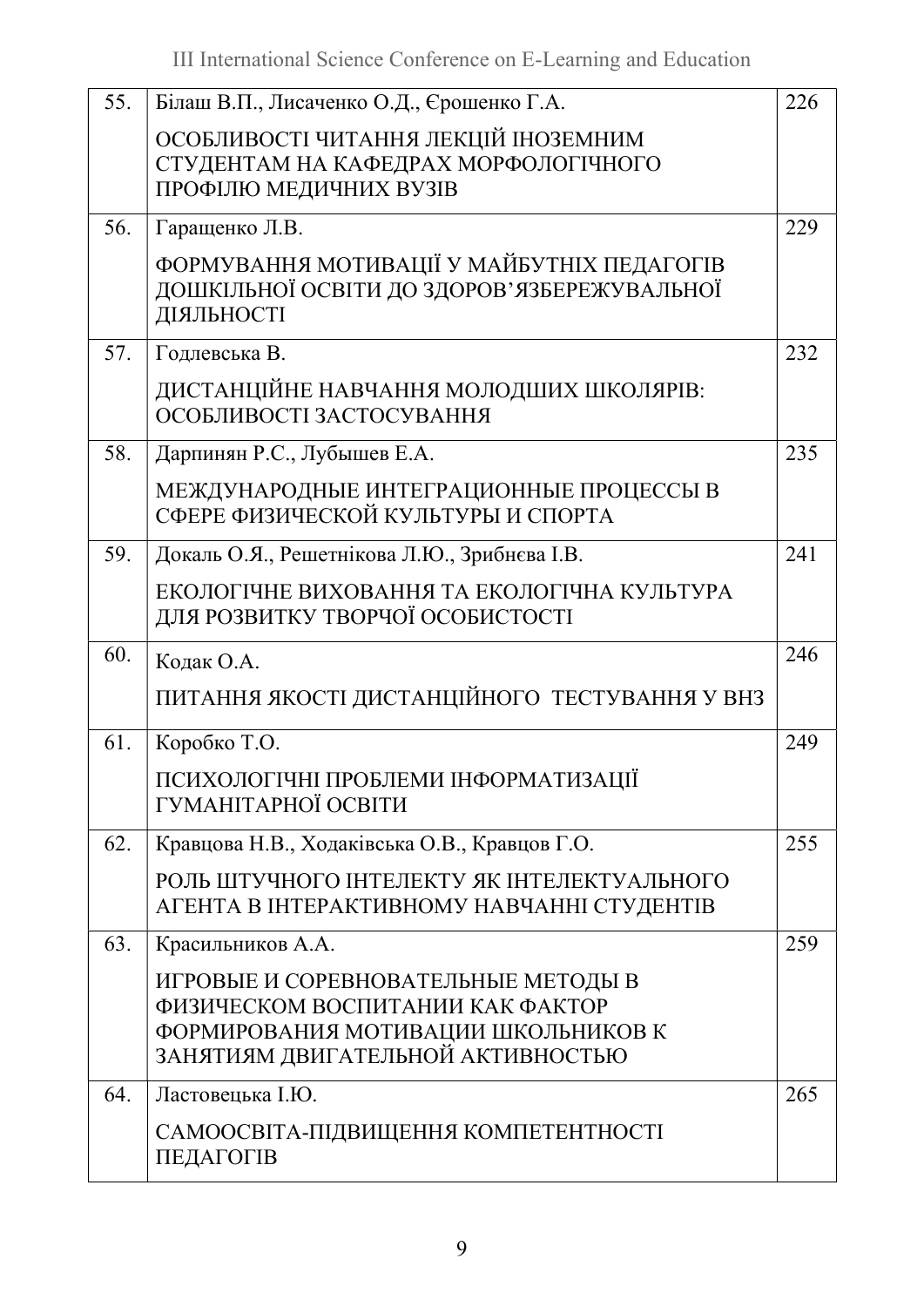| | | |
|---|---|---|
| 55. | Білаш В.П., Лисаченко О.Д., Єрошенко Г.А.<br><br>ОСОБЛИВОСТІ ЧИТАННЯ ЛЕКЦІЙ ІНОЗЕМНИМ СТУДЕНТАМ НА КАФЕДРАХ МОРФОЛОГІЧНОГО ПРОФІЛЮ МЕДИЧНИХ ВУЗІВ | 226 |
| 56. | Гаращенко Л.В.<br><br>ФОРМУВАННЯ МОТИВАЦІЇ У МАЙБУТНІХ ПЕДАГОГІВ ДОШКІЛЬНОЇ ОСВІТИ ДО ЗДОРОВ'ЯЗБЕРЕЖУВАЛЬНОЇ ДІЯЛЬНОСТІ | 229 |
| 57. | Годлевська В.<br><br>ДИСТАНЦІЙНЕ НАВЧАННЯ МОЛОДШИХ ШКОЛЯРІВ: ОСОБЛИВОСТІ ЗАСТОСУВАННЯ | 232 |
| 58. | Дарпинян Р.С., Лубышев Е.А.<br><br>МЕЖДУНАРОДНЫЕ ИНТЕГРАЦИОННЫЕ ПРОЦЕССЫ В СФЕРЕ ФИЗИЧЕСКОЙ КУЛЬТУРЫ И СПОРТА | 235 |
| 59. | Докаль О.Я., Решетнікова Л.Ю., Зрибнєва І.В.<br><br>ЕКОЛОГІЧНЕ ВИХОВАННЯ ТА ЕКОЛОГІЧНА КУЛЬТУРА ДЛЯ РОЗВИТКУ ТВОРЧОЇ ОСОБИСТОСТІ | 241 |
| 60. | Кодак О.А.<br><br>ПИТАННЯ ЯКОСТІ ДИСТАНЦІЙНОГО ТЕСТУВАННЯ У ВНЗ | 246 |
| 61. | Коробко Т.О.<br><br>ПСИХОЛОГІЧНІ ПРОБЛЕМИ ІНФОРМАТИЗАЦІЇ ГУМАНІТАРНОЇ ОСВІТИ | 249 |
| 62. | Кравцова Н.В., Ходаківська О.В., Кравцов Г.О.<br><br>РОЛЬ ШТУЧНОГО ІНТЕЛЕКТУ ЯК ІНТЕЛЕКТУАЛЬНОГО АГЕНТА В ІНТЕРАКТИВНОМУ НАВЧАННІ СТУДЕНТІВ | 255 |
| 63. | Красильников А.А.<br><br>ИГРОВЫЕ И СОРЕВНОВАТЕЛЬНЫЕ МЕТОДЫ В ФИЗИЧЕСКОМ ВОСПИТАНИИ КАК ФАКТОР ФОРМИРОВАНИЯ МОТИВАЦИИ ШКОЛЬНИКОВ К ЗАНЯТИЯМ ДВИГАТЕЛЬНОЙ АКТИВНОСТЬЮ | 259 |
| 64. | Ластовецька І.Ю.<br><br>САМООСВІТА-ПІДВИЩЕННЯ КОМПЕТЕНТНОСТІ ПЕДАГОГІВ | 265 |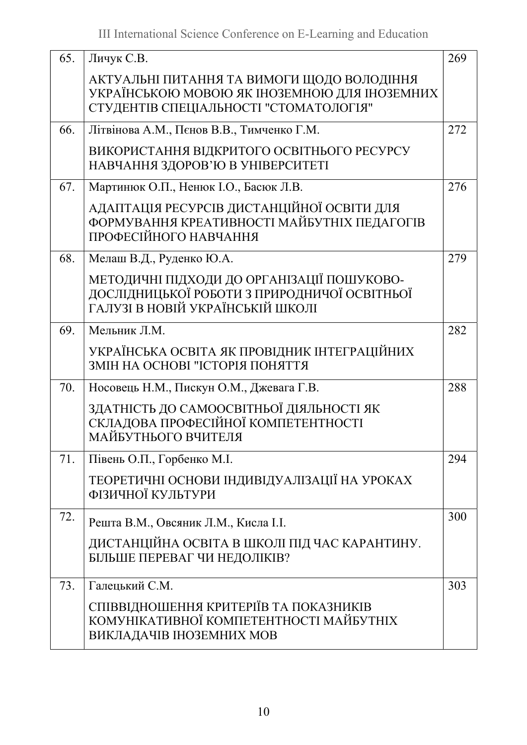| | | |
|---|---|---|
| 65. | Личук С.В.<br><br>АКТУАЛЬНІ ПИТАННЯ ТА ВИМОГИ ЩОДО ВОЛОДІННЯ УКРАЇНСЬКОЮ МОВОЮ ЯК ІНОЗЕМНОЮ ДЛЯ ІНОЗЕМНИХ СТУДЕНТІВ СПЕЦІАЛЬНОСТІ "СТОМАТОЛОГІЯ" | 269 |
| 66. | Літвінова А.М., Пєнов В.В., Тимченко Г.М.<br><br>ВИКОРИСТАННЯ ВІДКРИТОГО ОСВІТНЬОГО РЕСУРСУ НАВЧАННЯ ЗДОРОВ'Ю В УНІВЕРСИТЕТІ | 272 |
| 67. | Мартинюк О.П., Ненюк І.О., Басюк Л.В.<br><br>АДАПТАЦІЯ РЕСУРСІВ ДИСТАНЦІЙНОЇ ОСВІТИ ДЛЯ ФОРМУВАННЯ КРЕАТИВНОСТІ МАЙБУТНІХ ПЕДАГОГІВ ПРОФЕСІЙНОГО НАВЧАННЯ | 276 |
| 68. | Мелаш В.Д., Руденко Ю.А.<br><br>МЕТОДИЧНІ ПІДХОДИ ДО ОРГАНІЗАЦІЇ ПОШУКОВО-ДОСЛІДНИЦЬКОЇ РОБОТИ З ПРИРОДНИЧОЇ ОСВІТНЬОЇ ГАЛУЗІ В НОВІЙ УКРАЇНСЬКІЙ ШКОЛІ | 279 |
| 69. | Мельник Л.М.<br><br>УКРАЇНСЬКА ОСВІТА ЯК ПРОВІДНИК ІНТЕГРАЦІЙНИХ ЗМІН НА ОСНОВІ "ІСТОРІЯ ПОНЯТТЯ | 282 |
| 70. | Носовець Н.М., Пискун О.М., Джевага Г.В.<br><br>ЗДАТНІСТЬ ДО САМООСВІТНЬОЇ ДІЯЛЬНОСТІ ЯК СКЛАДОВА ПРОФЕСІЙНОЇ КОМПЕТЕНТНОСТІ МАЙБУТНЬОГО ВЧИТЕЛЯ | 288 |
| 71. | Півень О.П., Горбенко М.І.<br><br>ТЕОРЕТИЧНІ ОСНОВИ ІНДИВІДУАЛІЗАЦІЇ НА УРОКАХ ФІЗИЧНОЇ КУЛЬТУРИ | 294 |
| 72. | Решта В.М., Овсяник Л.М., Кисла І.І.<br><br>ДИСТАНЦІЙНА ОСВІТА В ШКОЛІ ПІД ЧАС КАРАНТИНУ. БІЛЬШЕ ПЕРЕВАГ ЧИ НЕДОЛІКІВ? | 300 |
| 73. | Галецький С.М.<br><br>СПІВВІДНОШЕННЯ КРИТЕРІЇВ ТА ПОКАЗНИКІВ КОМУНІКАТИВНОЇ КОМПЕТЕНТНОСТІ МАЙБУТНІХ ВИКЛАДАЧІВ ІНОЗЕМНИХ МОВ | 303 |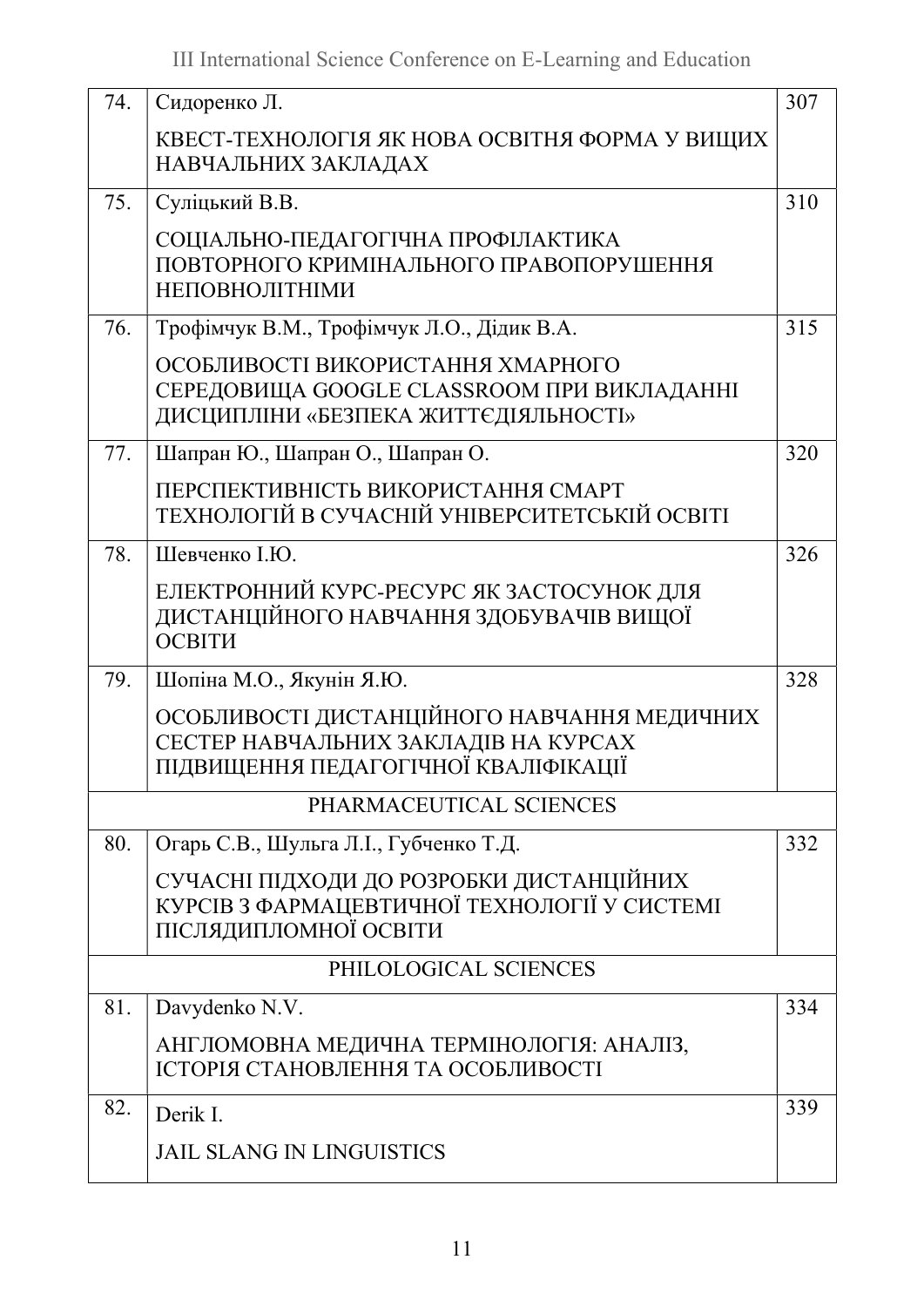| | | |
|---|---|---|
| 74. | Сидоренко Л.<br><br>КВЕСТ-ТЕХНОЛОГІЯ ЯК НОВА ОСВІТНЯ ФОРМА У ВИЩИХ НАВЧАЛЬНИХ ЗАКЛАДАХ | 307 |
| 75. | Суліцький В.В.<br><br>СОЦІАЛЬНО-ПЕДАГОГІЧНА ПРОФІЛАКТИКА ПОВТОРНОГО КРИМІНАЛЬНОГО ПРАВОПОРУШЕННЯ НЕПОВНОЛІТНІМИ | 310 |
| 76. | Трофімчук В.М., Трофімчук Л.О., Дідик В.А.<br><br>ОСОБЛИВОСТІ ВИКОРИСТАННЯ ХМАРНОГО СЕРЕДОВИЩА GOOGLE CLASSROOM ПРИ ВИКЛАДАННІ ДИСЦИПЛІНИ «БЕЗПЕКА ЖИТТЄДІЯЛЬНОСТІ» | 315 |
| 77. | Шапран Ю., Шапран О., Шапран О.<br><br>ПЕРСПЕКТИВНІСТЬ ВИКОРИСТАННЯ СМАРТ ТЕХНОЛОГІЙ В СУЧАСНІЙ УНІВЕРСИТЕТСЬКІЙ ОСВІТІ | 320 |
| 78. | Шевченко І.Ю.<br><br>ЕЛЕКТРОННИЙ КУРС-РЕСУРС ЯК ЗАСТОСУНОК ДЛЯ ДИСТАНЦІЙНОГО НАВЧАННЯ ЗДОБУВАЧІВ ВИЩОЇ ОСВІТИ | 326 |
| 79. | Шопіна М.О., Якунін Я.Ю.<br><br>ОСОБЛИВОСТІ ДИСТАНЦІЙНОГО НАВЧАННЯ МЕДИЧНИХ СЕСТЕР НАВЧАЛЬНИХ ЗАКЛАДІВ НА КУРСАХ ПІДВИЩЕННЯ ПЕДАГОГІЧНОЇ КВАЛІФІКАЦІЇ | 328 |
| | PHARMACEUTICAL SCIENCES | |
| 80. | Огарь С.В., Шульга Л.І., Губченко Т.Д.<br><br>СУЧАСНІ ПІДХОДИ ДО РОЗРОБКИ ДИСТАНЦІЙНИХ КУРСІВ З ФАРМАЦЕВТИЧНОЇ ТЕХНОЛОГІЇ У СИСТЕМІ ПІСЛЯДИПЛОМНОЇ ОСВІТИ | 332 |
| | PHILOLOGICAL SCIENCES | |
| 81. | Davydenko N.V.<br><br>АНГЛОМОВНА МЕДИЧНА ТЕРМІНОЛОГІЯ: АНАЛІЗ, ІСТОРІЯ СТАНОВЛЕННЯ ТА ОСОБЛИВОСТІ | 334 |
| 82. | Derik I.<br><br>JAIL SLANG IN LINGUISTICS | 339 |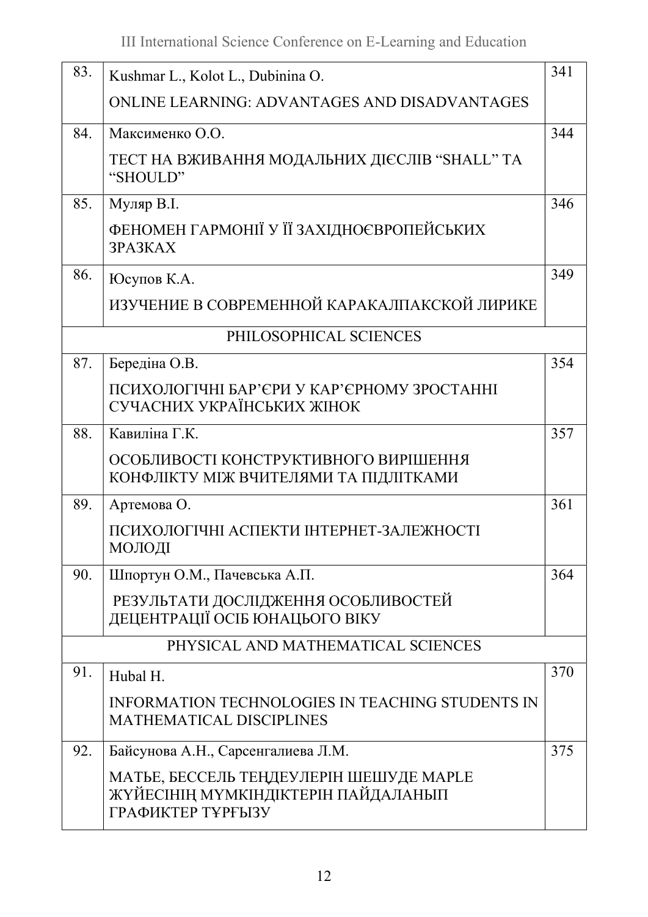| | | |
|---|---|---|
| 83. | Kushmar L., Kolot L., Dubinina O.<br>ONLINE LEARNING: ADVANTAGES AND DISADVANTAGES | 341 |
| 84. | Максименко О.О.<br>ТЕСТ НА ВЖИВАННЯ МОДАЛЬНИХ ДІЄСЛІВ “SHALL” ТА “SHOULD” | 344 |
| 85. | Муляр В.І.<br>ФЕНОМЕН ГАРМОНІЇ У ЇЇ ЗАХІДНОЄВРОПЕЙСЬКИХ ЗРАЗКАХ | 346 |
| 86. | Юсупов К.А.<br>ИЗУЧЕНИЕ В СОВРЕМЕННОЙ КАРАКАЛПАКСКОЙ ЛИРИКЕ | 349 |
| | PHILOSOPHICAL SCIENCES | |
| 87. | Берединa О.В.<br>ПСИХОЛОГІЧНІ БАР’ЄРИ У КАР’ЄРНОМУ ЗРОСТАННІ СУЧАСНИХ УКРАЇНСЬКИХ ЖІНОК | 354 |
| 88. | Кавиліна Г.К.<br>ОСОБЛИВОСТІ КОНСТРУКТИВНОГО ВИРІШЕННЯ КОНФЛІКТУ МІЖ ВЧИТЕЛЯМИ ТА ПІДЛІТКАМИ | 357 |
| 89. | Артемова О.<br>ПСИХОЛОГІЧНІ АСПЕКТИ ІНТЕРНЕТ-ЗАЛЕЖНОСТІ МОЛОДІ | 361 |
| 90. | Шпортун О.М., Пачевська А.П.<br>РЕЗУЛЬТАТИ ДОСЛІДЖЕННЯ ОСОБЛИВОСТЕЙ ДЕЦЕНТРАЦІЇ ОСІБ ЮНАЦЬОГО ВІКУ | 364 |
| | PHYSICAL AND MATHEMATICAL SCIENCES | |
| 91. | Hubal H.<br>INFORMATION TECHNOLOGIES IN TEACHING STUDENTS IN MATHEMATICAL DISCIPLINES | 370 |
| 92. | Байсунова А.Н., Сарсенгалиева Л.М.<br>МАТЬЕ, БЕССЕЛЬ ТЕҢДЕУЛЕРІН ШЕШУДЕ MAPLE ЖҮЙЕСІНІҢ МҮМКІНДІКТЕРІН ПАЙДАЛАНЫП ГРАФИКТЕР ТҰРҒЫЗУ | 375 |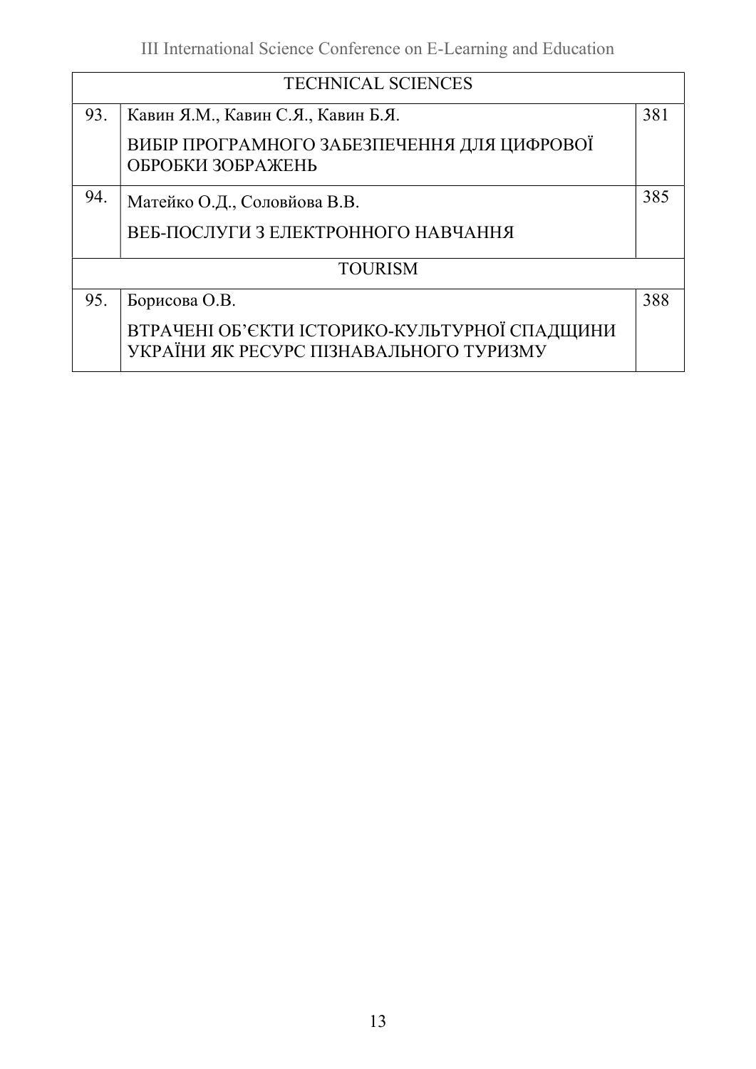| | | |
|---|---|---|
| TECHNICAL SCIENCES | | |
| 93. | Кавин Я.М., Кавин С.Я., Кавин Б.Я.<br><br>ВИБІР ПРОГРАМНОГО ЗАБЕЗПЕЧЕННЯ ДЛЯ ЦИФРОВОЇ ОБРОБКИ ЗОБРАЖЕНЬ | 381 |
| 94. | Матейко О.Д., Соловйова В.В.<br><br>ВЕБ-ПОСЛУГИ З ЕЛЕКТРОННОГО НАВЧАННЯ | 385 |
| TOURISM | | |
| 95. | Борисова О.В.<br><br>ВТРАЧЕНІ ОБ'ЄКТИ ІСТОРИКО-КУЛЬТУРНОЇ СПАДЩИНИ УКРАЇНИ ЯК РЕСУРС ПІЗНАВАЛЬНОГО ТУРИЗМУ | 388 |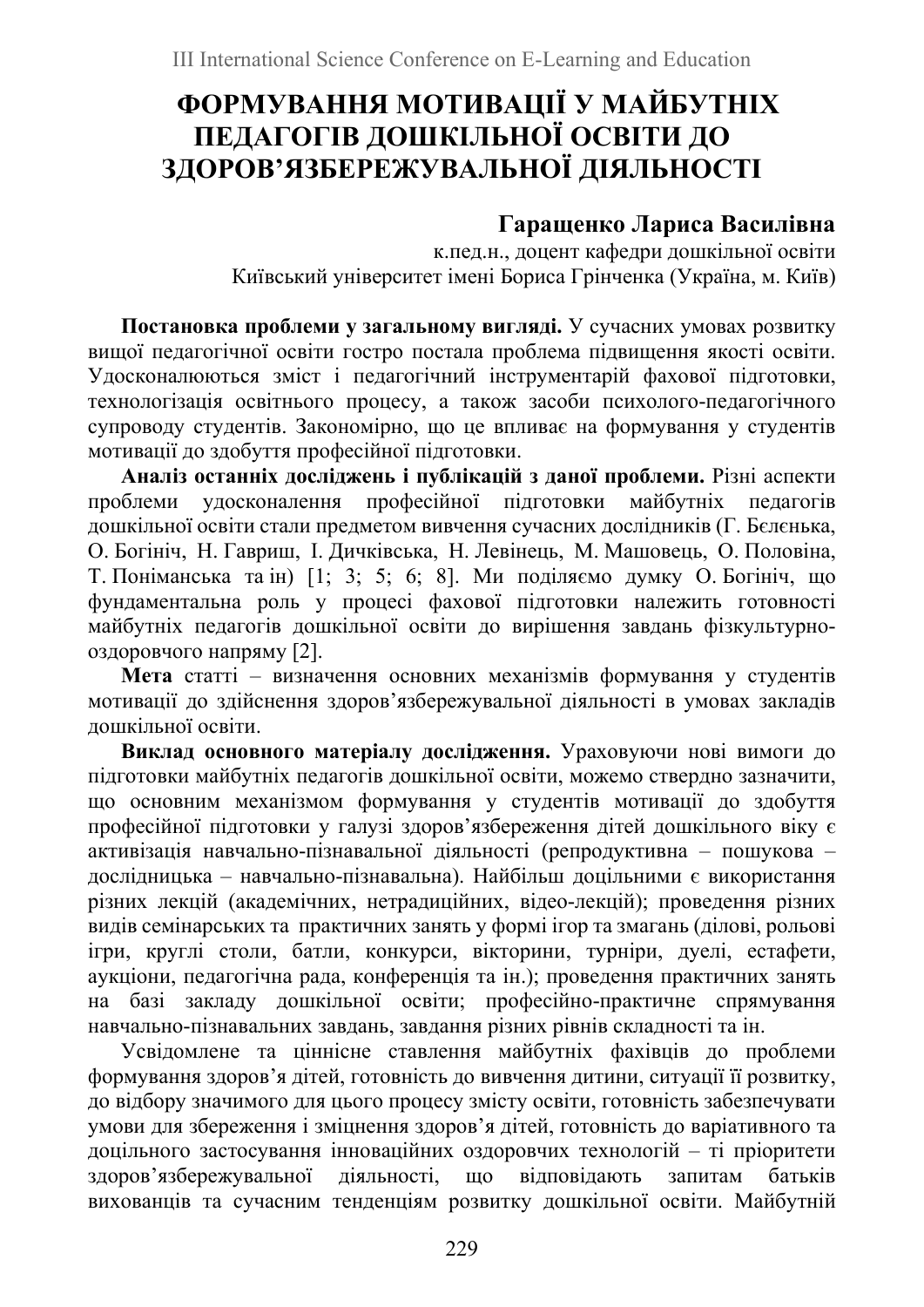# ФОРМУВАННЯ МОТИВАЦІЇ У МАЙБУТНІХ ПЕДАГОГІВ ДОШКІЛЬНОЇ ОСВІТИ ДО ЗДОРОВ'ЯЗБЕРЕЖУВАЛЬНОЇ ДІЯЛЬНОСТІ

**Гаращенко Лариса Василівна**
к.пед.н., доцент кафедри дошкільної освіти
Київський університет імені Бориса Грінченка (Україна, м. Київ)

**Постановка проблеми у загальному вигляді.** У сучасних умовах розвитку вищої педагогічної освіти гостро постала проблема підвищення якості освіти. Удосконалюються зміст і педагогічний інструментарій фахової підготовки, технологізація освітнього процесу, а також засоби психолого-педагогічного супроводу студентів. Закономірно, що це впливає на формування у студентів мотивації до здобуття професійної підготовки.

**Аналіз останніх досліджень і публікацій з даної проблеми.** Різні аспекти проблеми удосконалення професійної підготовки майбутніх педагогів дошкільної освіти стали предметом вивчення сучасних дослідників (Г. Бєлєнька, О. Богініч, Н. Гавриш, І. Дичківська, Н. Левінець, М. Машовець, О. Половіна, Т. Поніманська та ін) [1; 3; 5; 6; 8]. Ми поділяємо думку О. Богініч, що фундаментальна роль у процесі фахової підготовки належить готовності майбутніх педагогів дошкільної освіти до вирішення завдань фізкультурно-оздоровчого напряму [2].

**Мета** статті – визначення основних механізмів формування у студентів мотивації до здійснення здоров'язбережувальної діяльності в умовах закладів дошкільної освіти.

**Виклад основного матеріалу дослідження.** Ураховуючи нові вимоги до підготовки майбутніх педагогів дошкільної освіти, можемо ствердно зазначити, що основним механізмом формування у студентів мотивації до здобуття професійної підготовки у галузі здоров'язбереження дітей дошкільного віку є активізація навчально-пізнавальної діяльності (репродуктивна – пошукова – дослідницька – навчально-пізнавальна). Найбільш доцільними є використання різних лекцій (академічних, нетрадиційних, відео-лекцій); проведення різних видів семінарських та практичних занять у формі ігор та змагань (ділові, рольові ігри, круглі столи, батли, конкурси, вікторини, турніри, дуелі, естафети, аукціони, педагогічна рада, конференція та ін.); проведення практичних занять на базі закладу дошкільної освіти; професійно-практичне спрямування навчально-пізнавальних завдань, завдання різних рівнів складності та ін.

Усвідомлене та ціннісне ставлення майбутніх фахівців до проблеми формування здоров'я дітей, готовність до вивчення дитини, ситуації її розвитку, до відбору значимого для цього процесу змісту освіти, готовність забезпечувати умови для збереження і зміцнення здоров'я дітей, готовність до варіативного та доцільного застосування інноваційних оздоровчих технологій – ті пріоритети здоров'язбережувальної діяльності, що відповідають запитам батьків вихованців та сучасним тенденціям розвитку дошкільної освіти. Майбутній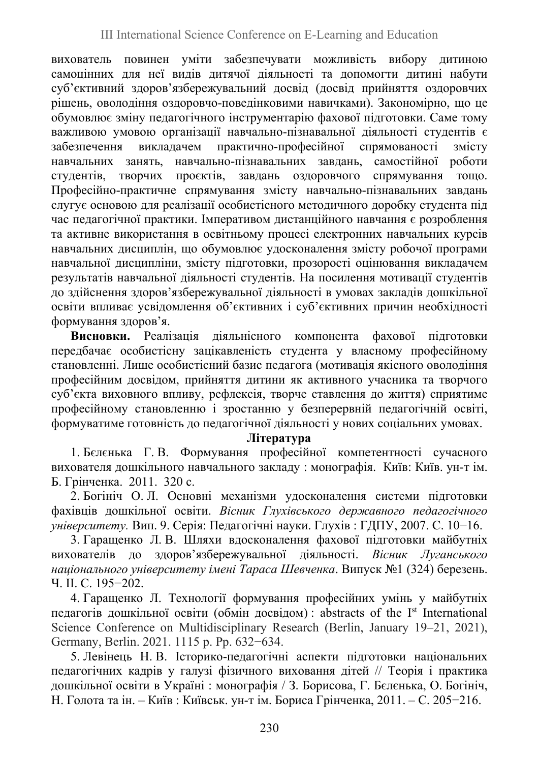вихователь повинен уміти забезпечувати можливість вибору дитиною самоцінних для неї видів дитячої діяльності та допомогти дитині набути суб'єктивний здоров'язбережувальний досвід (досвід прийняття оздоровчих рішень, оволодіння оздоровчо-поведінковими навичками). Закономірно, що це обумовлює зміну педагогічного інструментарію фахової підготовки. Саме тому важливою умовою організації навчально-пізнавальної діяльності студентів є забезпечення викладачем практично-професійної спрямованості змісту навчальних занять, навчально-пізнавальних завдань, самостійної роботи студентів, творчих проєктів, завдань оздоровчого спрямування тощо. Професійно-практичне спрямування змісту навчально-пізнавальних завдань слугує основою для реалізації особистісного методичного доробку студента під час педагогічної практики. Імперативом дистанційного навчання є розроблення та активне використання в освітньому процесі електронних навчальних курсів навчальних дисциплін, що обумовлює удосконалення змісту робочої програми навчальної дисципліни, змісту підготовки, прозорості оцінювання викладачем результатів навчальної діяльності студентів. На посилення мотивації студентів до здійснення здоров'язбережувальної діяльності в умовах закладів дошкільної освіти впливає усвідомлення об'єктивних і суб'єктивних причин необхідності формування здоров'я.

**Висновки.** Реалізація діяльнісного компонента фахової підготовки передбачає особистісну зацікавленість студента у власному професійному становленні. Лише особистісний базис педагога (мотивація якісного оволодіння професійним досвідом, прийняття дитини як активного учасника та творчого суб'єкта виховного впливу, рефлексія, творче ставлення до життя) сприятиме професійному становленню і зростанню у безперервній педагогічній освіті, формуватиме готовність до педагогічної діяльності у нових соціальних умовах.

**Література**

1. Бєлєнька Г. В. Формування професійної компетентності сучасного вихователя дошкільного навчального закладу : монографія. Київ: Київ. ун-т ім. Б. Грінченка. 2011. 320 с.

2. Богініч О. Л. Основні механізми удосконалення системи підготовки фахівців дошкільної освіти. *Вісник Глухівського державного педагогічного університету.* Вип. 9. Серія: Педагогічні науки. Глухів : ГДПУ, 2007. С. 10−16.

3. Гаращенко Л. В. Шляхи вдосконалення фахової підготовки майбутніх вихователів до здоров'язбережувальної діяльності. *Вісник Луганського національного університету імені Тараса Шевченка*. Випуск №1 (324) березень. Ч. II. С. 195−202.

4. Гаращенко Л. Технології формування професійних умінь у майбутніх педагогів дошкільної освіти (обмін досвідом) : abstracts of the I[st] International Science Conference on Multidisciplinary Research (Berlin, January 19–21, 2021), Germany, Berlin. 2021. 1115 p. Pp. 632−634.

5. Левінець Н. В. Історико-педагогічні аспекти підготовки національних педагогічних кадрів у галузі фізичного виховання дітей // Теорія і практика дошкільної освіти в Україні : монографія / З. Борисова, Г. Бєлєнька, О. Богініч, Н. Голота та ін. – Київ : Київськ. ун-т ім. Бориса Грінченка, 2011. – С. 205−216.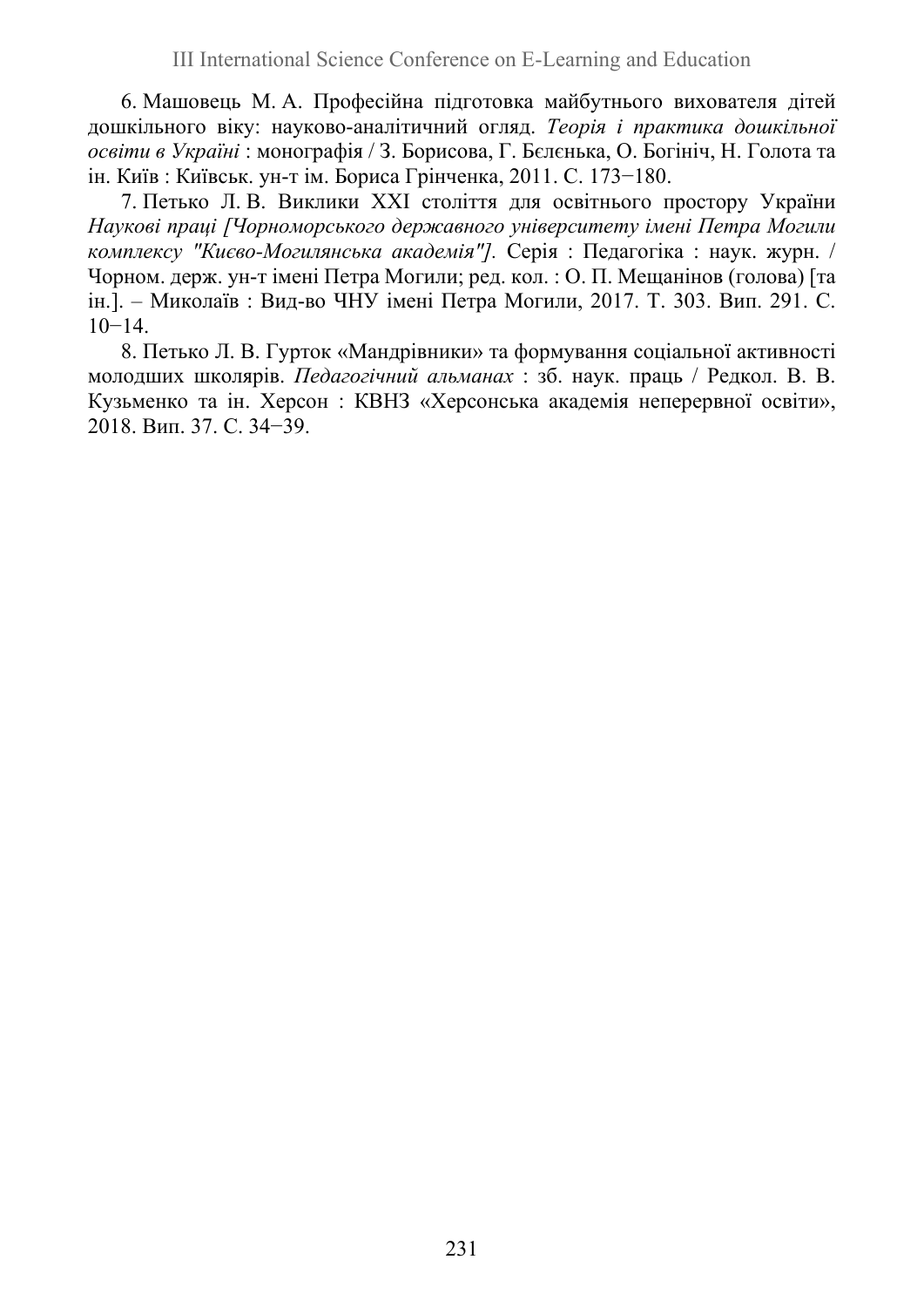6. Машовець М. А. Професійна підготовка майбутнього вихователя дітей дошкільного віку: науково-аналітичний огляд. *Теорія і практика дошкільної освіти в Україні* : монографія / З. Борисова, Г. Бєлєнька, О. Богініч, Н. Голота та ін. Київ : Київськ. ун-т ім. Бориса Грінченка, 2011. С. 173−180.

7. Петько Л. В. Виклики XXI століття для освітнього простору України *Наукові праці [Чорноморського державного університету імені Петра Могили комплексу "Києво-Могилянська академія"].* Серія : Педагогіка : наук. журн. / Чорном. держ. ун-т імені Петра Могили; ред. кол. : О. П. Мещанінов (голова) [та ін.]. – Миколаїв : Вид-во ЧНУ імені Петра Могили, 2017. Т. 303. Вип. 291. С. 10−14.

8. Петько Л. В. Гурток «Мандрівники» та формування соціальної активності молодших школярів. *Педагогічний альманах* : зб. наук. праць / Редкол. В. В. Кузьменко та ін. Херсон : КВНЗ «Херсонська академія неперервної освіти», 2018. Вип. 37. С. 34−39.